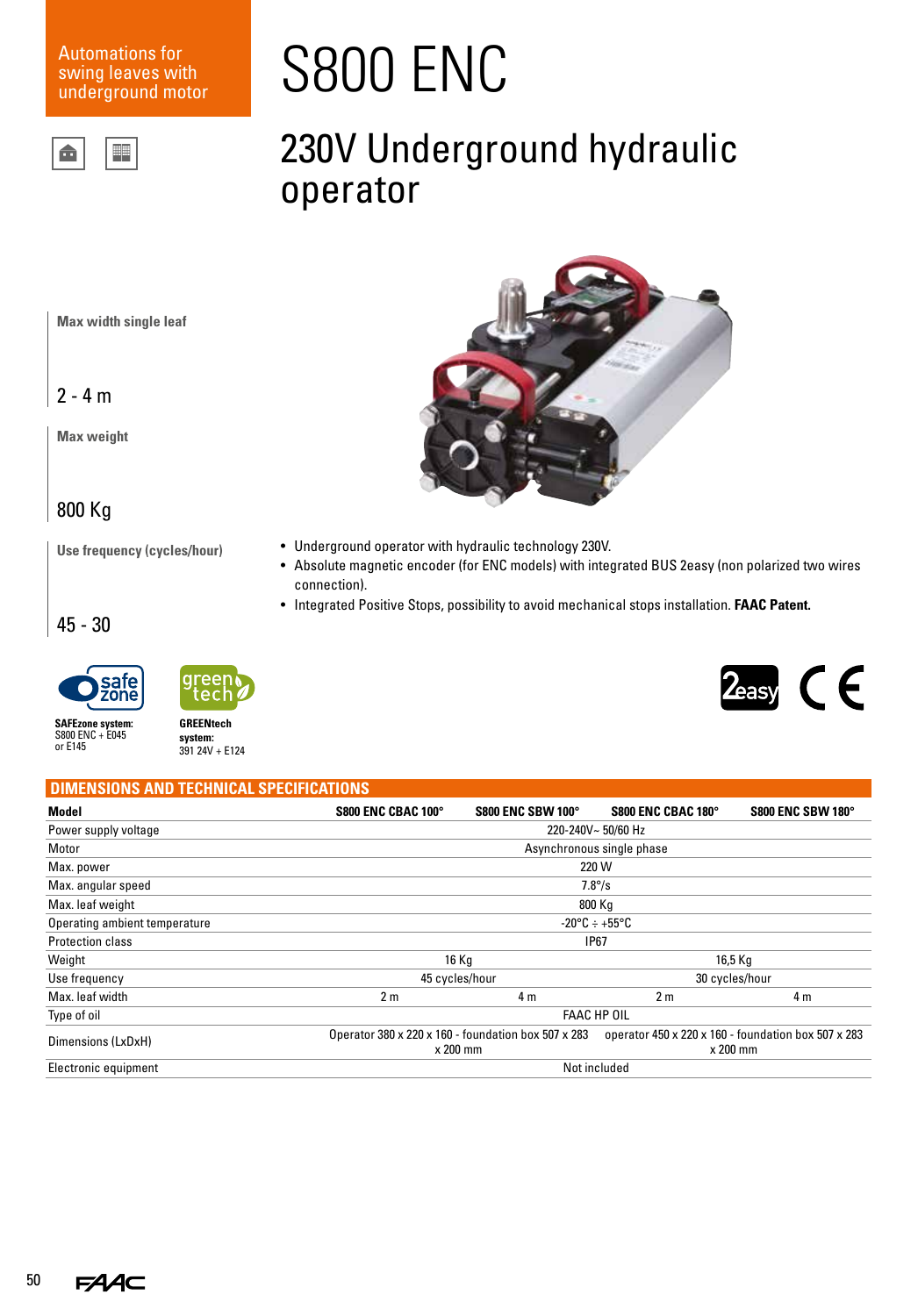Automations for swing leaves with underground motor

# S800 ENC

## 230V Underground hydraulic operator

**Max width single leaf**

2 - 4 m

**Max weight**

800 Kg

**Use frequency (cycles/hour)**

45 - 30

- Underground operator with hydraulic technology 230V.
- Absolute magnetic encoder (for ENC models) with integrated BUS 2easy (non polarized two wires connection).
- Integrated Positive Stops, possibility to avoid mechanical stops installation. **FAAC Patent.**

**SAFEzone system:** S800 ENC + E045 or E145

**GREENtech system:** 391 24V + E124

## DIMENSIONS AND TECHNICAL SPECIFICATIONS

| Model | S800 ENC CBAC 100° | S800 ENC SBW 100° | S800 ENC CBAC 180° | S800 ENC SBW 180° |
|---|---|---|---|---|
| Power supply voltage | 220-240V~ 50/60 Hz | | | |
| Motor | Asynchronous single phase | | | |
| Max. power | 220 W | | | |
| Max. angular speed | 7.8°/s | | | |
| Max. leaf weight | 800 Kg | | | |
| Operating ambient temperature | -20°C ÷ +55°C | | | |
| Protection class | IP67 | | | |
| Weight | 16 Kg | | 16,5 Kg | |
| Use frequency | 45 cycles/hour | | 30 cycles/hour | |
| Max. leaf width | 2 m | 4 m | 2 m | 4 m |
| Type of oil | FAAC HP OIL | | | |
| Dimensions (LxDxH) | Operator 380 x 220 x 160 - foundation box 507 x 283 x 200 mm | | operator 450 x 220 x 160 - foundation box 507 x 283 x 200 mm | |
| Electronic equipment | Not included | | | |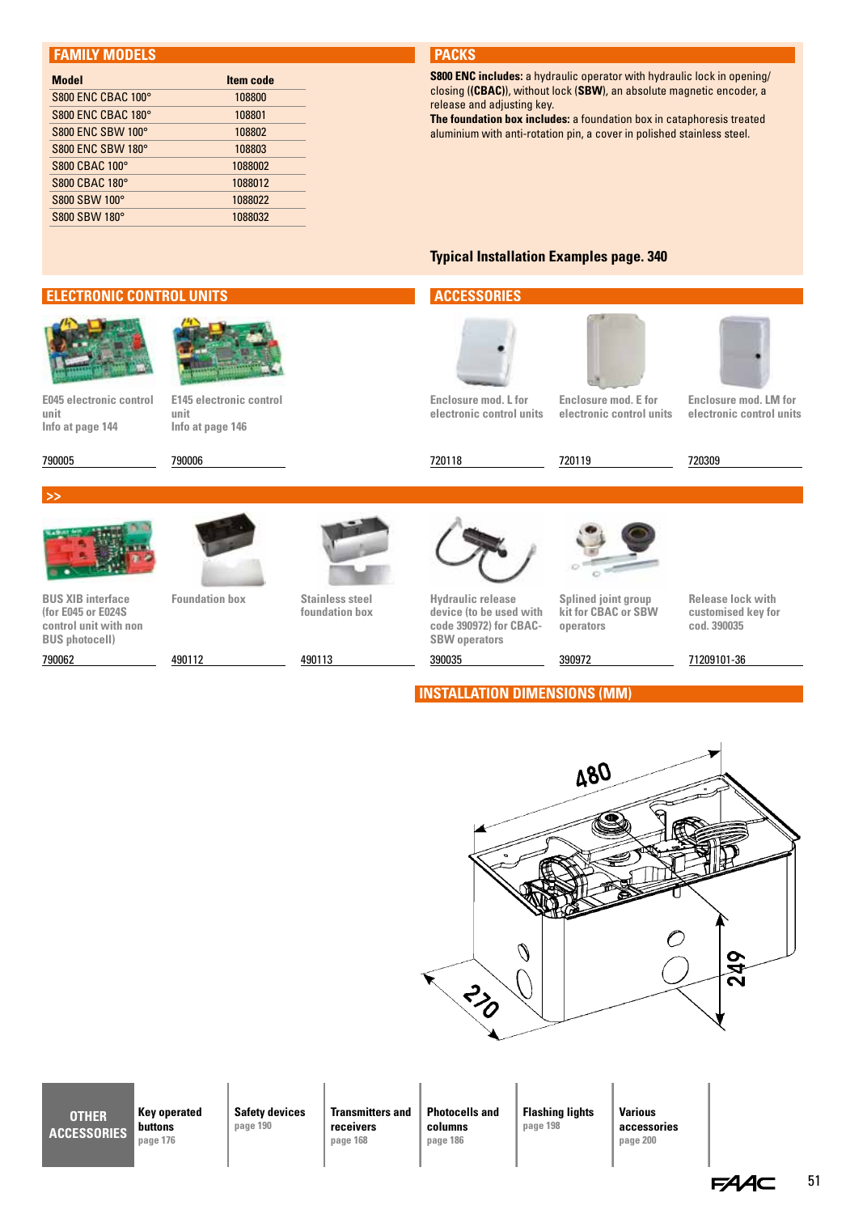## FAMILY MODELS

| Model | Item code |
|---|---|
| S800 ENC CBAC 100° | 108800 |
| S800 ENC CBAC 180° | 108801 |
| S800 ENC SBW 100° | 108802 |
| S800 ENC SBW 180° | 108803 |
| S800 CBAC 100° | 1088002 |
| S800 CBAC 180° | 1088012 |
| S800 SBW 100° | 1088022 |
| S800 SBW 180° | 1088032 |

## PACKS

**S800 ENC includes:** a hydraulic operator with hydraulic lock in opening/ closing ((**CBAC**)), without lock (**SBW**), an absolute magnetic encoder, a release and adjusting key.
**The foundation box includes:** a foundation box in cataphoresis treated aluminium with anti-rotation pin, a cover in polished stainless steel.

**Typical Installation Examples page. 340**

## ELECTRONIC CONTROL UNITS

E045 electronic control unit
Info at page 144
790005

E145 electronic control unit
Info at page 146
790006

## ACCESSORIES

Enclosure mod. L for electronic control units
720118

Enclosure mod. E for electronic control units
720119

Enclosure mod. LM for electronic control units
720309

>>

BUS XIB interface (for E045 or E024S control unit with non BUS photocell)
790062

Foundation box
490112

Stainless steel foundation box
490113

Hydraulic release device (to be used with code 390972) for CBAC-SBW operators
390035

Splined joint group kit for CBAC or SBW operators
390972

Release lock with customised key for cod. 390035
71209101-36

## INSTALLATION DIMENSIONS (MM)

480
249
270

## OTHER ACCESSORIES

- Key operated buttons – page 176
- Safety devices – page 190
- Transmitters and receivers – page 168
- Photocells and columns – page 186
- Flashing lights – page 198
- Various accessories – page 200